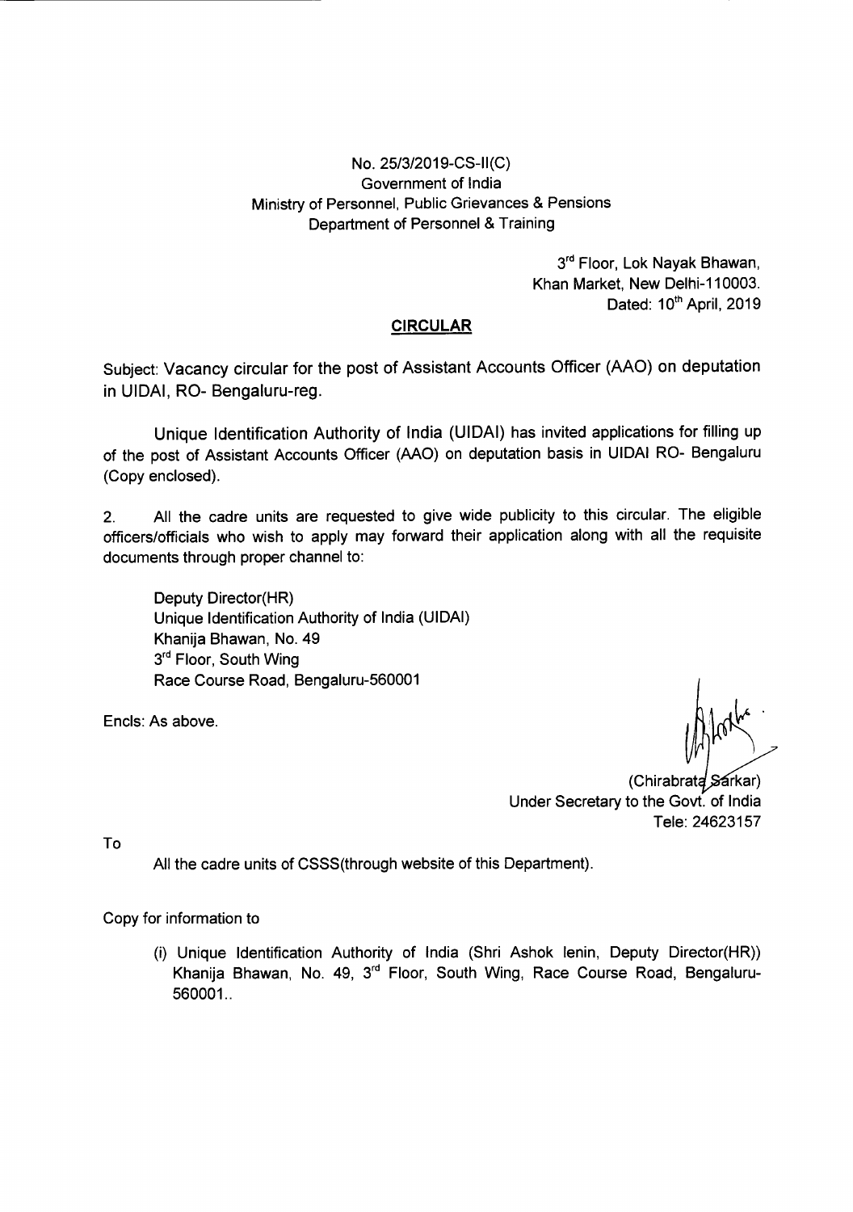No. 25/3/2019-CS-II(C)
Government of India
Ministry of Personnel, Public Grievances & Pensions
Department of Personnel & Training

3rd Floor, Lok Nayak Bhawan,
Khan Market, New Delhi-110003.
Dated: 10th April, 2019

## CIRCULAR

Subject: Vacancy circular for the post of Assistant Accounts Officer (AAO) on deputation in UIDAI, RO- Bengaluru-reg.

Unique Identification Authority of India (UIDAI) has invited applications for filling up of the post of Assistant Accounts Officer (AAO) on deputation basis in UIDAI RO- Bengaluru (Copy enclosed).

2. All the cadre units are requested to give wide publicity to this circular. The eligible officers/officials who wish to apply may forward their application along with all the requisite documents through proper channel to:

Deputy Director(HR)
Unique Identification Authority of India (UIDAI)
Khanija Bhawan, No. 49
3rd Floor, South Wing
Race Course Road, Bengaluru-560001

Encls: As above.

(Chirabrata Sarkar)
Under Secretary to the Govt. of India
Tele: 24623157

To

All the cadre units of CSSS(through website of this Department).

Copy for information to

(i) Unique Identification Authority of India (Shri Ashok lenin, Deputy Director(HR)) Khanija Bhawan, No. 49, 3rd Floor, South Wing, Race Course Road, Bengaluru-560001..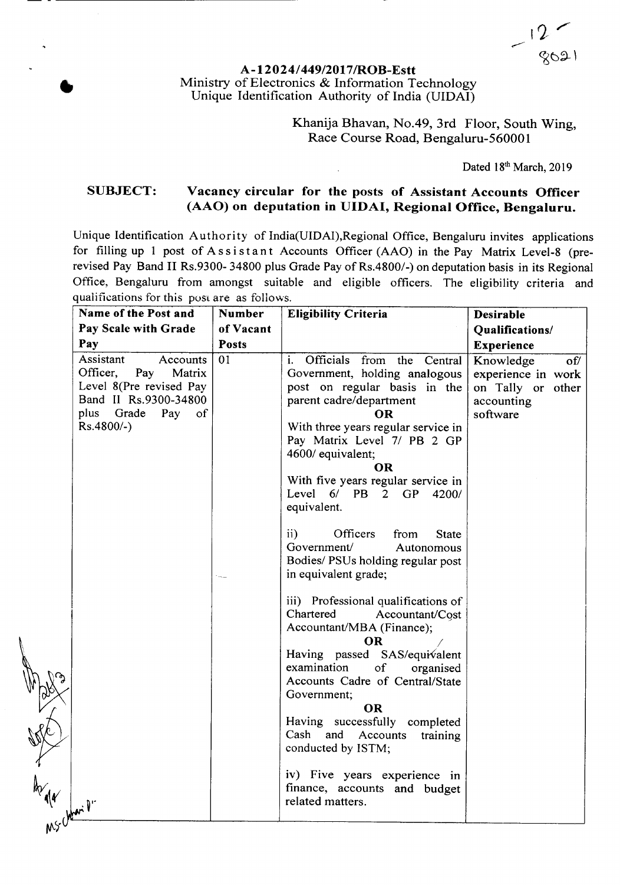**A-12024/449/2017/ROB-Estt**
Ministry of Electronics & Information Technology
Unique Identification Authority of India (UIDAI)

Khanija Bhavan, No.49, 3rd Floor, South Wing,
Race Course Road, Bengaluru-560001

Dated 18th March, 2019

**SUBJECT: Vacancy circular for the posts of Assistant Accounts Officer (AAO) on deputation in UIDAI, Regional Office, Bengaluru.**

Unique Identification Authority of India(UIDAI),Regional Office, Bengaluru invites applications for filling up 1 post of Assistant Accounts Officer (AAO) in the Pay Matrix Level-8 (pre-revised Pay Band II Rs.9300- 34800 plus Grade Pay of Rs.4800/-) on deputation basis in its Regional Office, Bengaluru from amongst suitable and eligible officers. The eligibility criteria and qualifications for this post are as follows.

| Name of the Post and Pay Scale with Grade Pay | Number of Vacant Posts | Eligibility Criteria | Desirable Qualifications/ Experience |
|---|---|---|---|
| Assistant Accounts Officer, Pay Matrix Level 8(Pre revised Pay Band II Rs.9300-34800 plus Grade Pay of Rs.4800/-) | 01 | i. Officials from the Central Government, holding analogous post on regular basis in the parent cadre/department<br>**OR**<br>With three years regular service in Pay Matrix Level 7/ PB 2 GP 4600/ equivalent;<br>**OR**<br>With five years regular service in Level 6/ PB 2 GP 4200/ equivalent.<br><br>ii) Officers from State Government/ Autonomous Bodies/ PSUs holding regular post in equivalent grade;<br><br>iii) Professional qualifications of Chartered Accountant/Cost Accountant/MBA (Finance);<br>**OR**<br>Having passed SAS/equivalent examination of organised Accounts Cadre of Central/State Government;<br>**OR**<br>Having successfully completed Cash and Accounts training conducted by ISTM;<br><br>iv) Five years experience in finance, accounts and budget related matters. | Knowledge of/ experience in work on Tally or other accounting software |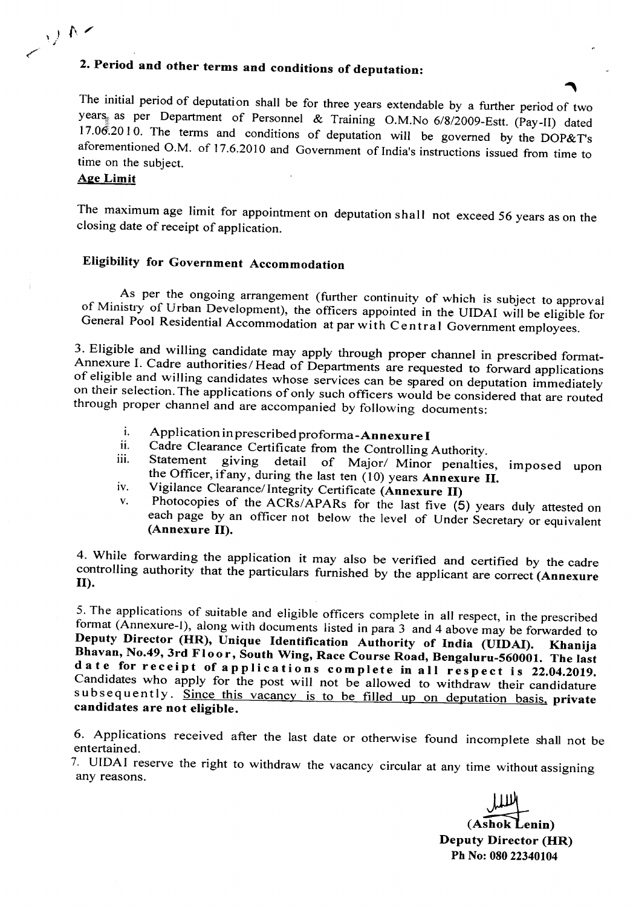## 2. Period and other terms and conditions of deputation:

The initial period of deputation shall be for three years extendable by a further period of two years as per Department of Personnel & Training O.M.No 6/8/2009-Estt. (Pay-II) dated 17.06.2010. The terms and conditions of deputation will be governed by the DOP&T's aforementioned O.M. of 17.6.2010 and Government of India's instructions issued from time to time on the subject.

**Age Limit**

The maximum age limit for appointment on deputation shall not exceed 56 years as on the closing date of receipt of application.

**Eligibility for Government Accommodation**

As per the ongoing arrangement (further continuity of which is subject to approval of Ministry of Urban Development), the officers appointed in the UIDAI will be eligible for General Pool Residential Accommodation at par with Central Government employees.

3. Eligible and willing candidate may apply through proper channel in prescribed format-Annexure I. Cadre authorities/ Head of Departments are requested to forward applications of eligible and willing candidates whose services can be spared on deputation immediately on their selection. The applications of only such officers would be considered that are routed through proper channel and are accompanied by following documents:

i. Application in prescribed proforma-**Annexure I**
ii. Cadre Clearance Certificate from the Controlling Authority.
iii. Statement giving detail of Major/ Minor penalties, imposed upon the Officer, if any, during the last ten (10) years **Annexure II.**
iv. Vigilance Clearance/ Integrity Certificate **(Annexure II)**
v. Photocopies of the ACRs/APARs for the last five (5) years duly attested on each page by an officer not below the level of Under Secretary or equivalent **(Annexure II).**

4. While forwarding the application it may also be verified and certified by the cadre controlling authority that the particulars furnished by the applicant are correct **(Annexure II).**

5. The applications of suitable and eligible officers complete in all respect, in the prescribed format (Annexure-I), along with documents listed in para 3 and 4 above may be forwarded to **Deputy Director (HR), Unique Identification Authority of India (UIDAI). Khanija Bhavan, No.49, 3rd Floor, South Wing, Race Course Road, Bengaluru-560001. The last date for receipt of applications complete in all respect is 22.04.2019.** Candidates who apply for the post will not be allowed to withdraw their candidature subsequently. Since this vacancy is to be filled up on deputation basis, **private candidates are not eligible.**

6. Applications received after the last date or otherwise found incomplete shall not be entertained.

7. UIDAI reserve the right to withdraw the vacancy circular at any time without assigning any reasons.

**(Ashok Lenin)**
**Deputy Director (HR)**
**Ph No: 080 22340104**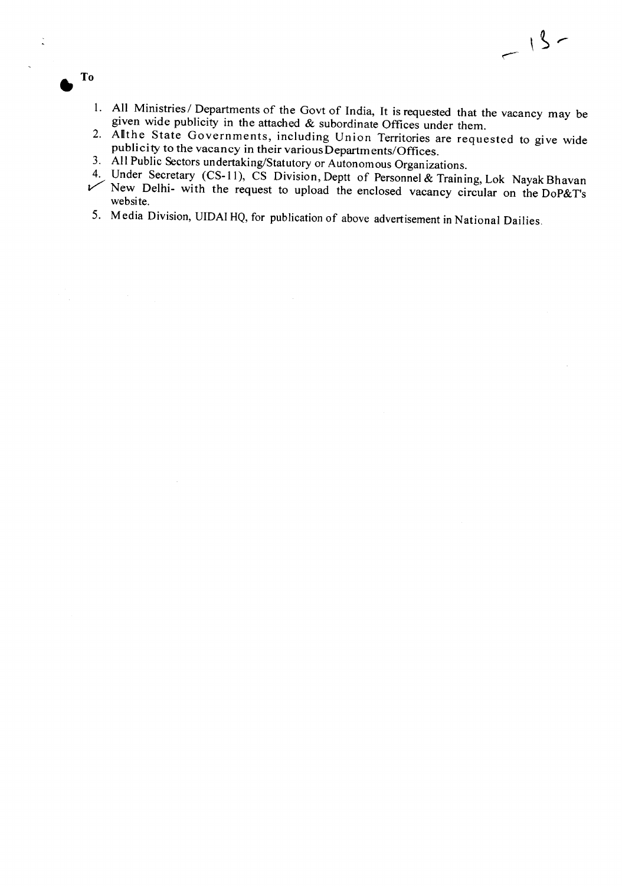To

1. All Ministries/ Departments of the Govt of India, It is requested that the vacancy may be given wide publicity in the attached & subordinate Offices under them.
2. Allthe State Governments, including Union Territories are requested to give wide publicity to the vacancy in their various Departments/Offices.
3. All Public Sectors undertaking/Statutory or Autonomous Organizations.
4. Under Secretary (CS-11), CS Division, Deptt of Personnel & Training, Lok Nayak Bhavan New Delhi- with the request to upload the enclosed vacancy circular on the DoP&T's website.
5. Media Division, UIDAI HQ, for publication of above advertisement in National Dailies.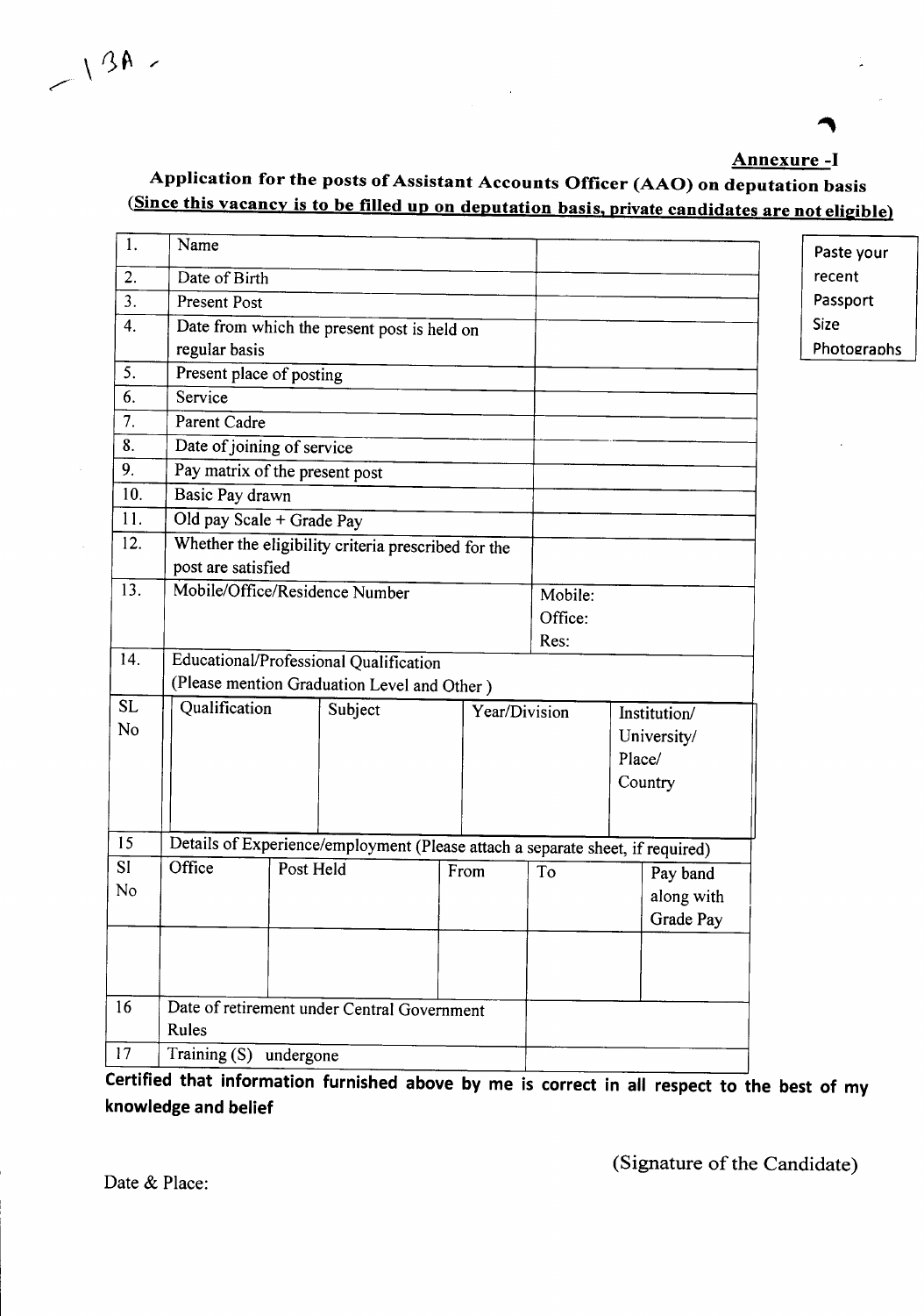-13A-

**Annexure -I**

## Application for the posts of Assistant Accounts Officer (AAO) on deputation basis

**(Since this vacancy is to be filled up on deputation basis, private candidates are not eligible)**

Paste your recent Passport Size Photographs

| | | |
|---|---|---|
| 1. | Name | |
| 2. | Date of Birth | |
| 3. | Present Post | |
| 4. | Date from which the present post is held on regular basis | |
| 5. | Present place of posting | |
| 6. | Service | |
| 7. | Parent Cadre | |
| 8. | Date of joining of service | |
| 9. | Pay matrix of the present post | |
| 10. | Basic Pay drawn | |
| 11. | Old pay Scale + Grade Pay | |
| 12. | Whether the eligibility criteria prescribed for the post are satisfied | |
| 13. | Mobile/Office/Residence Number | Mobile:<br>Office:<br>Res: |
| 14. | Educational/Professional Qualification (Please mention Graduation Level and Other) | |

| SL No | Qualification | Subject | Year/Division | Institution/ University/ Place/ Country |
|---|---|---|---|---|
| | | | | |

15. Details of Experience/employment (Please attach a separate sheet, if required)

| Sl No | Office | Post Held | From | To | Pay band along with Grade Pay |
|---|---|---|---|---|---|
| | | | | | |

| | | |
|---|---|---|
| 16 | Date of retirement under Central Government Rules | |
| 17 | Training (S) undergone | |

**Certified that information furnished above by me is correct in all respect to the best of my knowledge and belief**

(Signature of the Candidate)

Date & Place: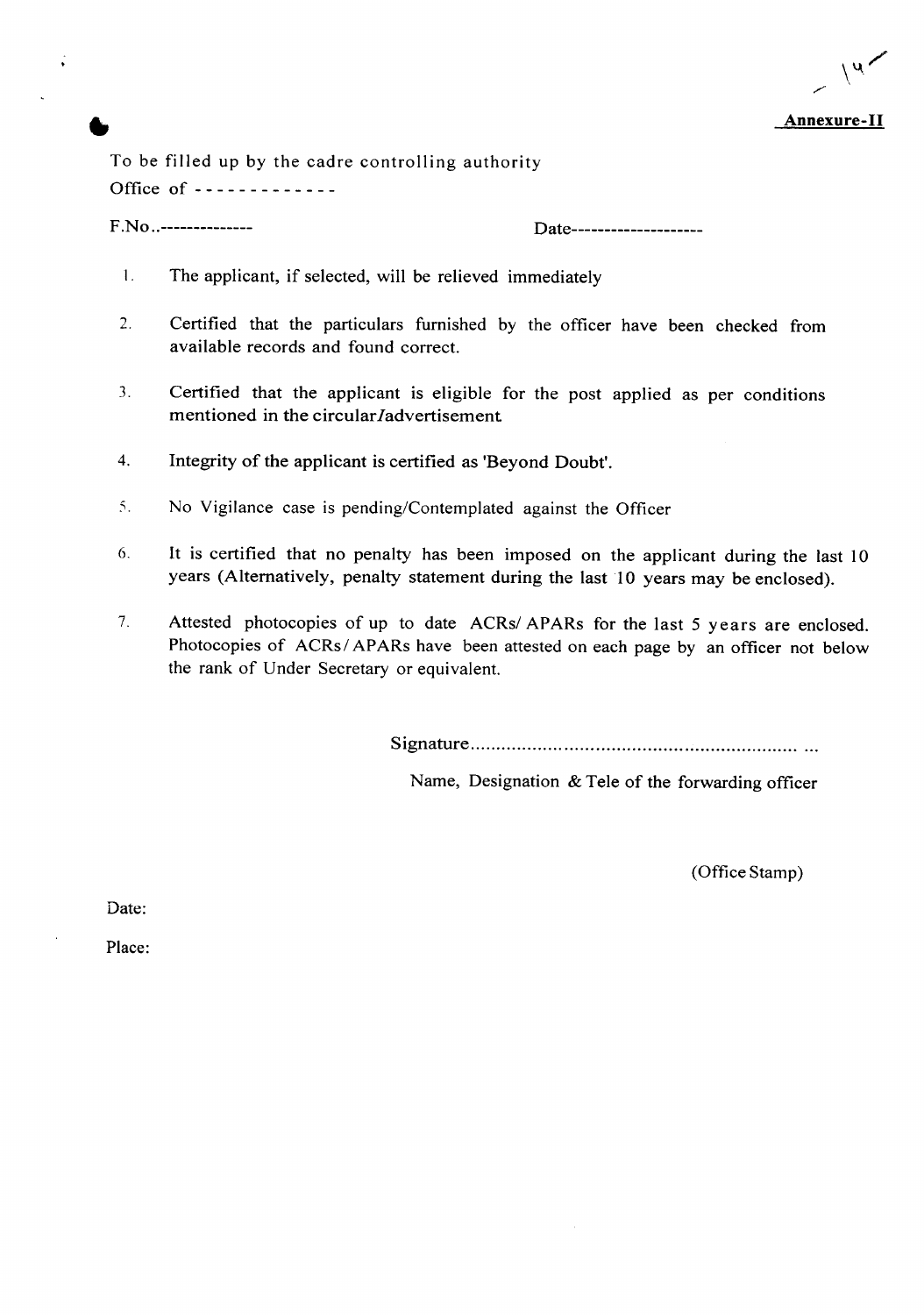**Annexure-II**

To be filled up by the cadre controlling authority

Office of ------------

F.No..-------------- Date-------------------

1. The applicant, if selected, will be relieved immediately
2. Certified that the particulars furnished by the officer have been checked from available records and found correct.
3. Certified that the applicant is eligible for the post applied as per conditions mentioned in the circular/advertisement
4. Integrity of the applicant is certified as 'Beyond Doubt'.
5. No Vigilance case is pending/Contemplated against the Officer
6. It is certified that no penalty has been imposed on the applicant during the last 10 years (Alternatively, penalty statement during the last 10 years may be enclosed).
7. Attested photocopies of up to date ACRs/ APARs for the last 5 years are enclosed. Photocopies of ACRs/APARs have been attested on each page by an officer not below the rank of Under Secretary or equivalent.

Signature................................................................ ...

Name, Designation & Tele of the forwarding officer

(Office Stamp)

Date:

Place: